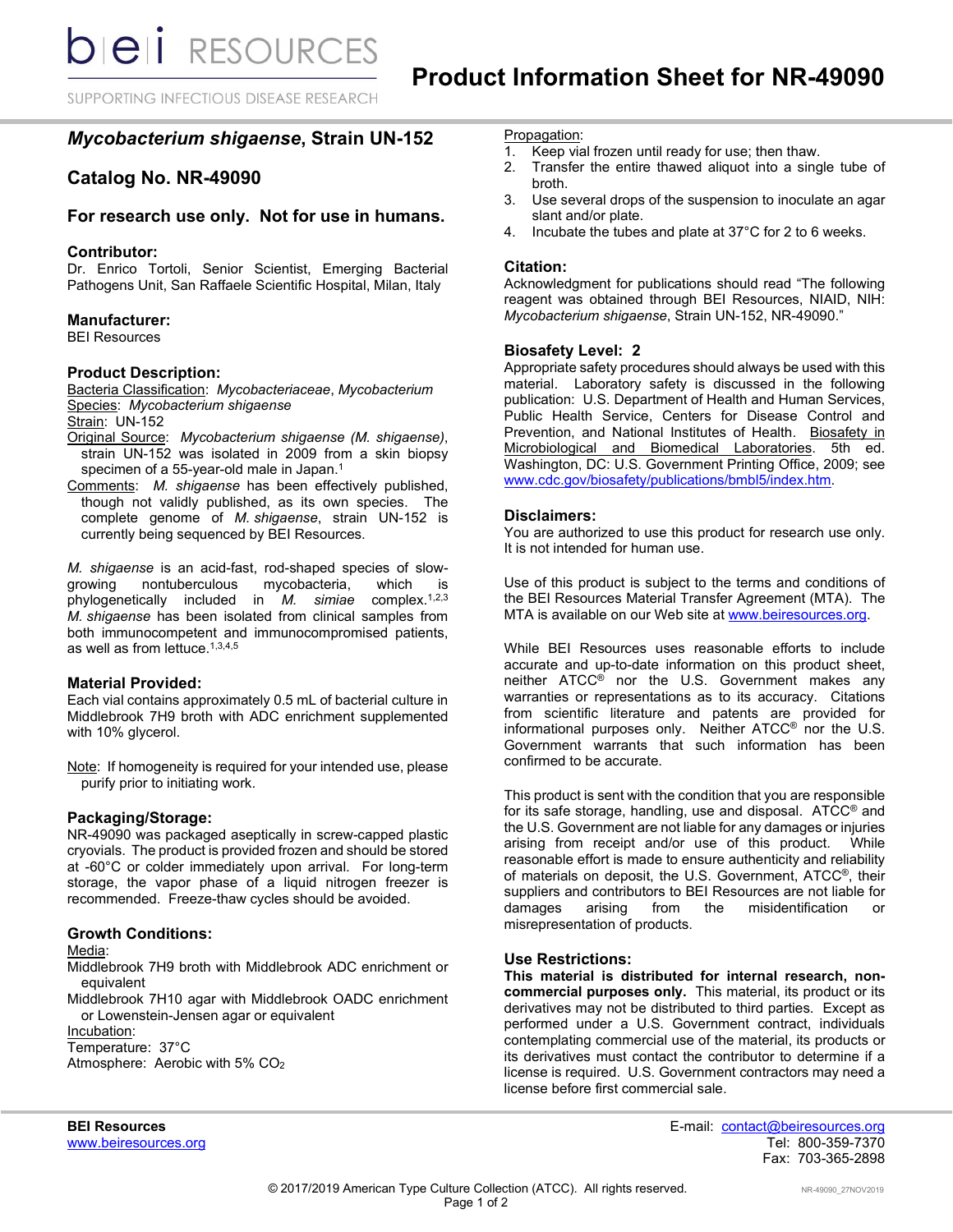# Product Information Sheet for NR-49090

## *Mycobacterium shigaense*, Strain UN-152

## Catalog No. NR-49090

### For research use only. Not for use in humans.

### Contributor:

Dr. Enrico Tortoli, Senior Scientist, Emerging Bacterial Pathogens Unit, San Raffaele Scientific Hospital, Milan, Italy

### Manufacturer:

BEI Resources

### Product Description:

Bacteria Classification: *Mycobacteriaceae*, *Mycobacterium*

Species: *Mycobacterium shigaense*

Strain: UN-152

Original Source: *Mycobacterium shigaense (M. shigaense)*, strain UN-152 was isolated in 2009 from a skin biopsy specimen of a 55-year-old male in Japan.[1]

Comments: *M. shigaense* has been effectively published, though not validly published, as its own species. The complete genome of *M. shigaense*, strain UN-152 is currently being sequenced by BEI Resources.

*M. shigaense* is an acid-fast, rod-shaped species of slow-growing nontuberculous mycobacteria, which is phylogenetically included in *M. simiae* complex.[1,2,3] *M. shigaense* has been isolated from clinical samples from both immunocompetent and immunocompromised patients, as well as from lettuce.[1,3,4,5]

### Material Provided:

Each vial contains approximately 0.5 mL of bacterial culture in Middlebrook 7H9 broth with ADC enrichment supplemented with 10% glycerol.

Note: If homogeneity is required for your intended use, please purify prior to initiating work.

### Packaging/Storage:

NR-49090 was packaged aseptically in screw-capped plastic cryovials. The product is provided frozen and should be stored at -60°C or colder immediately upon arrival. For long-term storage, the vapor phase of a liquid nitrogen freezer is recommended. Freeze-thaw cycles should be avoided.

### Growth Conditions:

Media:

Middlebrook 7H9 broth with Middlebrook ADC enrichment or equivalent

Middlebrook 7H10 agar with Middlebrook OADC enrichment or Lowenstein-Jensen agar or equivalent

Incubation:

Temperature: 37°C

Atmosphere: Aerobic with 5% $CO_2$

Propagation:

1. Keep vial frozen until ready for use; then thaw.
2. Transfer the entire thawed aliquot into a single tube of broth.
3. Use several drops of the suspension to inoculate an agar slant and/or plate.
4. Incubate the tubes and plate at 37°C for 2 to 6 weeks.

### Citation:

Acknowledgment for publications should read "The following reagent was obtained through BEI Resources, NIAID, NIH: *Mycobacterium shigaense*, Strain UN-152, NR-49090."

### Biosafety Level: 2

Appropriate safety procedures should always be used with this material. Laboratory safety is discussed in the following publication: U.S. Department of Health and Human Services, Public Health Service, Centers for Disease Control and Prevention, and National Institutes of Health. Biosafety in Microbiological and Biomedical Laboratories. 5th ed. Washington, DC: U.S. Government Printing Office, 2009; see www.cdc.gov/biosafety/publications/bmbl5/index.htm.

### Disclaimers:

You are authorized to use this product for research use only. It is not intended for human use.

Use of this product is subject to the terms and conditions of the BEI Resources Material Transfer Agreement (MTA). The MTA is available on our Web site at www.beiresources.org.

While BEI Resources uses reasonable efforts to include accurate and up-to-date information on this product sheet, neither ATCC® nor the U.S. Government makes any warranties or representations as to its accuracy. Citations from scientific literature and patents are provided for informational purposes only. Neither ATCC® nor the U.S. Government warrants that such information has been confirmed to be accurate.

This product is sent with the condition that you are responsible for its safe storage, handling, use and disposal. ATCC® and the U.S. Government are not liable for any damages or injuries arising from receipt and/or use of this product. While reasonable effort is made to ensure authenticity and reliability of materials on deposit, the U.S. Government, ATCC®, their suppliers and contributors to BEI Resources are not liable for damages arising from the misidentification or misrepresentation of products.

### Use Restrictions:

**This material is distributed for internal research, non-commercial purposes only.** This material, its product or its derivatives may not be distributed to third parties. Except as performed under a U.S. Government contract, individuals contemplating commercial use of the material, its products or its derivatives must contact the contributor to determine if a license is required. U.S. Government contractors may need to obtain a license before first commercial sale.

**BEI Resources**
www.beiresources.org

E-mail: contact@beiresources.org
Tel: 800-359-7370
Fax: 703-365-2898

© 2017/2019 American Type Culture Collection (ATCC). All rights reserved.

NR-49090_27NOV2019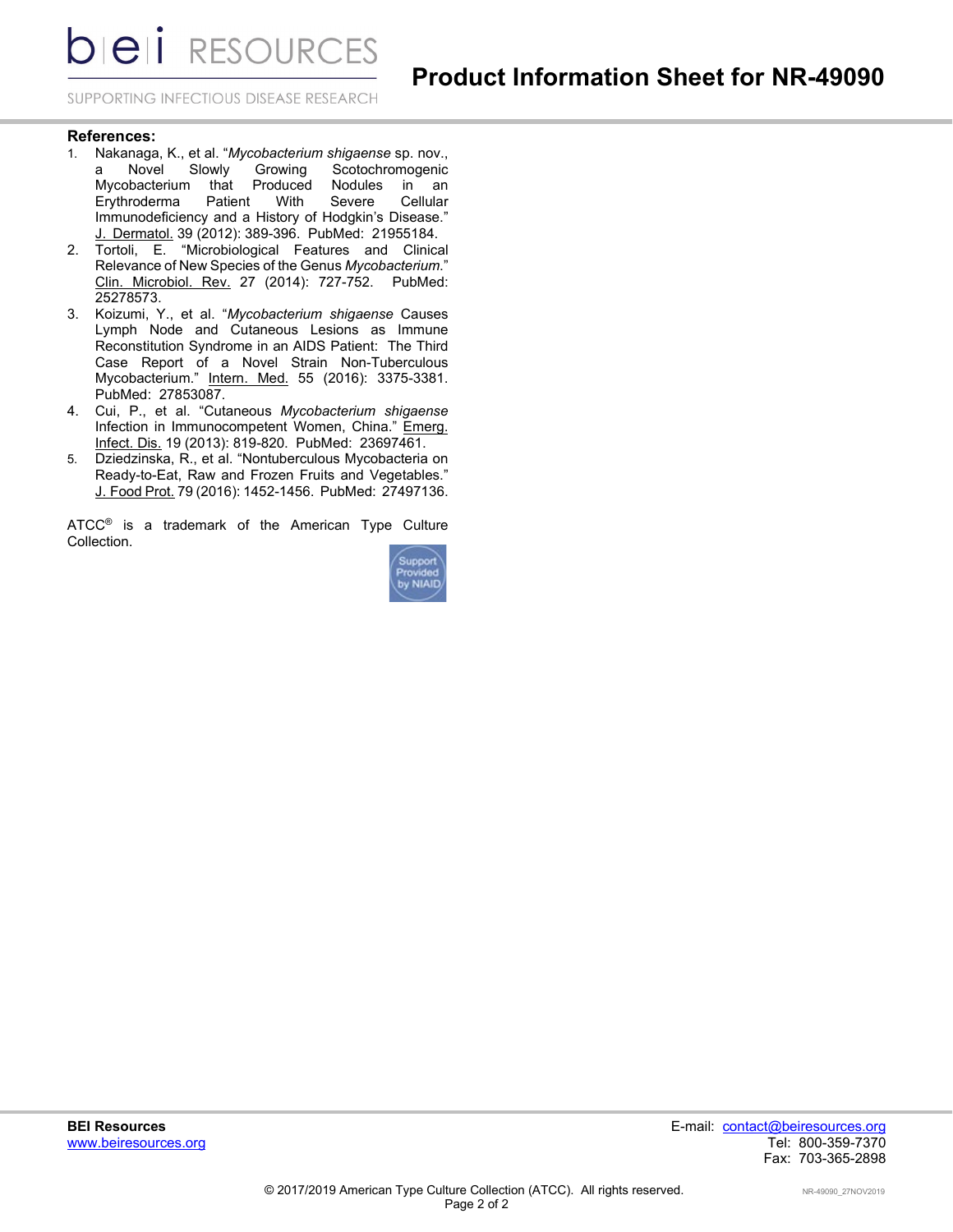**References:**

1. Nakanaga, K., et al. "*Mycobacterium shigaense* sp. nov., a Novel Slowly Growing Scotochromogenic Mycobacterium that Produced Nodules in an Erythroderma Patient With Severe Cellular Immunodeficiency and a History of Hodgkin's Disease." J. Dermatol. 39 (2012): 389-396. PubMed: 21955184.
2. Tortoli, E. "Microbiological Features and Clinical Relevance of New Species of the Genus *Mycobacterium*." Clin. Microbiol. Rev. 27 (2014): 727-752. PubMed: 25278573.
3. Koizumi, Y., et al. "*Mycobacterium shigaense* Causes Lymph Node and Cutaneous Lesions as Immune Reconstitution Syndrome in an AIDS Patient: The Third Case Report of a Novel Strain Non-Tuberculous Mycobacterium." Intern. Med. 55 (2016): 3375-3381. PubMed: 27853087.
4. Cui, P., et al. "Cutaneous *Mycobacterium shigaense* Infection in Immunocompetent Women, China." Emerg. Infect. Dis. 19 (2013): 819-820. PubMed: 23697461.
5. Dziedzinska, R., et al. "Nontuberculous Mycobacteria on Ready-to-Eat, Raw and Frozen Fruits and Vegetables." J. Food Prot. 79 (2016): 1452-1456. PubMed: 27497136.

ATCC® is a trademark of the American Type Culture Collection.

Support Provided by NIAID

**BEI Resources**
www.beiresources.org

E-mail: contact@beiresources.org
Tel: 800-359-7370
Fax: 703-365-2898

© 2017/2019 American Type Culture Collection (ATCC). All rights reserved.

NR-49090_27NOV2019